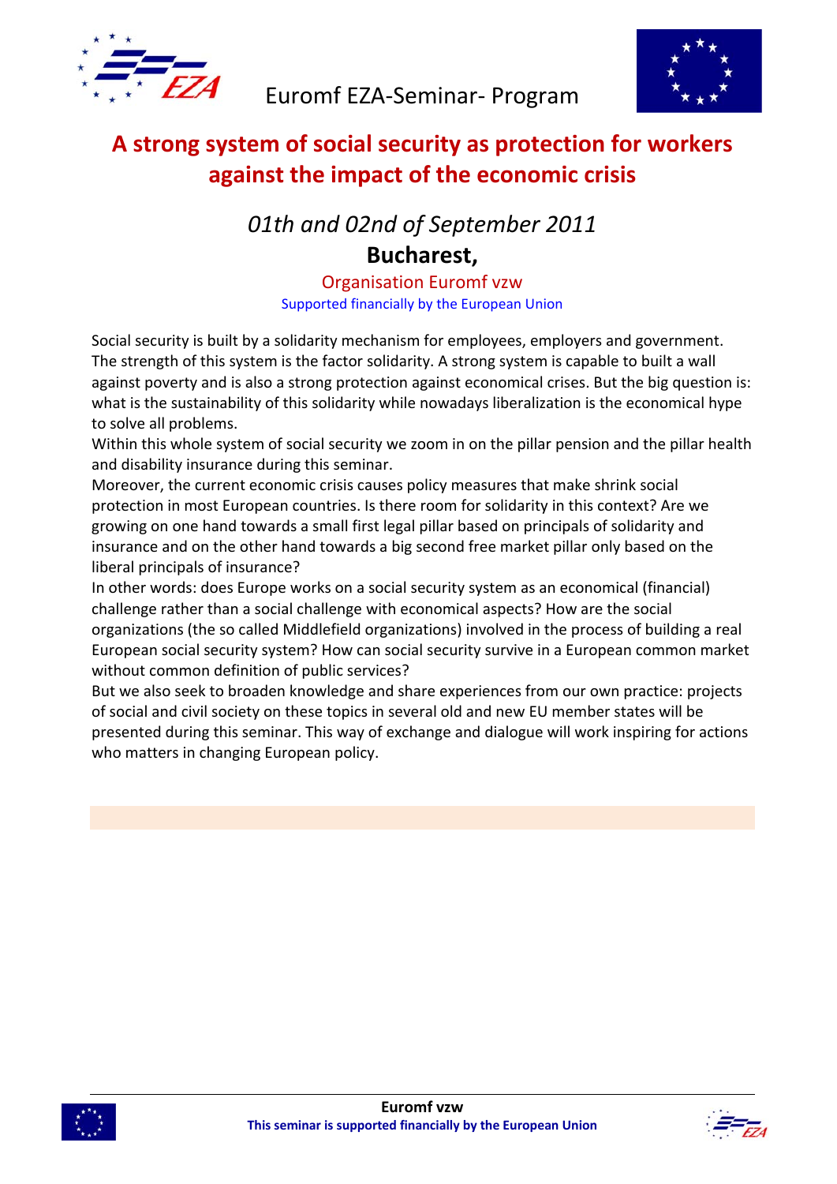Euromf EZA-Seminar- Program

# A strong system of social security as protection for workers against the impact of the economic crisis

*01th and 02nd of September 2011*

**Bucharest,**

Organisation Euromf vzw

Supported financially by the European Union

Social security is built by a solidarity mechanism for employees, employers and government. The strength of this system is the factor solidarity. A strong system is capable to built a wall against poverty and is also a strong protection against economical crises. But the big question is: what is the sustainability of this solidarity while nowadays liberalization is the economical hype to solve all problems.

Within this whole system of social security we zoom in on the pillar pension and the pillar health and disability insurance during this seminar.

Moreover, the current economic crisis causes policy measures that make shrink social protection in most European countries. Is there room for solidarity in this context? Are we growing on one hand towards a small first legal pillar based on principals of solidarity and insurance and on the other hand towards a big second free market pillar only based on the liberal principals of insurance?

In other words: does Europe works on a social security system as an economical (financial) challenge rather than a social challenge with economical aspects? How are the social organizations (the so called Middlefield organizations) involved in the process of building a real European social security system? How can social security survive in a European common market without common definition of public services?

But we also seek to broaden knowledge and share experiences from our own practice: projects of social and civil society on these topics in several old and new EU member states will be presented during this seminar. This way of exchange and dialogue will work inspiring for actions who matters in changing European policy.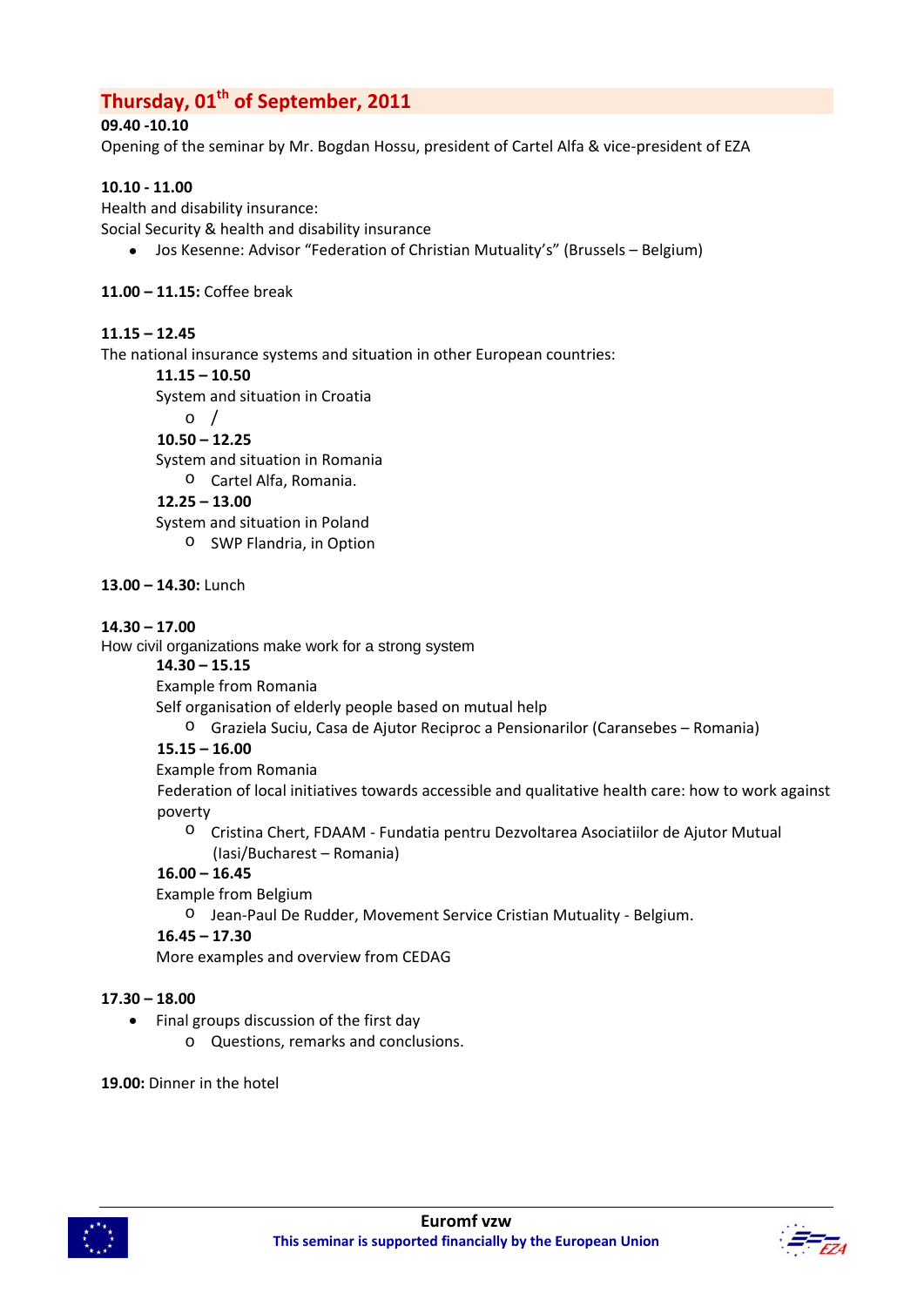## Thursday, 01th of September, 2011

**09.40 -10.10**
Opening of the seminar by Mr. Bogdan Hossu, president of Cartel Alfa & vice-president of EZA

**10.10 - 11.00**
Health and disability insurance:
Social Security & health and disability insurance

- Jos Kesenne: Advisor "Federation of Christian Mutuality's" (Brussels – Belgium)

**11.00 – 11.15:** Coffee break

**11.15 – 12.45**
The national insurance systems and situation in other European countries:

**11.15 – 10.50**
System and situation in Croatia

- /

**10.50 – 12.25**
System and situation in Romania

- Cartel Alfa, Romania.

**12.25 – 13.00**
System and situation in Poland

- SWP Flandria, in Option

**13.00 – 14.30:** Lunch

**14.30 – 17.00**
How civil organizations make work for a strong system

**14.30 – 15.15**
Example from Romania
Self organisation of elderly people based on mutual help

- Graziela Suciu, Casa de Ajutor Reciproc a Pensionarilor (Caransebes – Romania)

**15.15 – 16.00**
Example from Romania
Federation of local initiatives towards accessible and qualitative health care: how to work against poverty

- Cristina Chert, FDAAM - Fundatia pentru Dezvoltarea Asociatiilor de Ajutor Mutual (Iasi/Bucharest – Romania)

**16.00 – 16.45**
Example from Belgium

- Jean-Paul De Rudder, Movement Service Cristian Mutuality - Belgium.

**16.45 – 17.30**
More examples and overview from CEDAG

**17.30 – 18.00**

- Final groups discussion of the first day
  - Questions, remarks and conclusions.

**19.00:** Dinner in the hotel

**Euromf vzw**
This seminar is supported financially by the European Union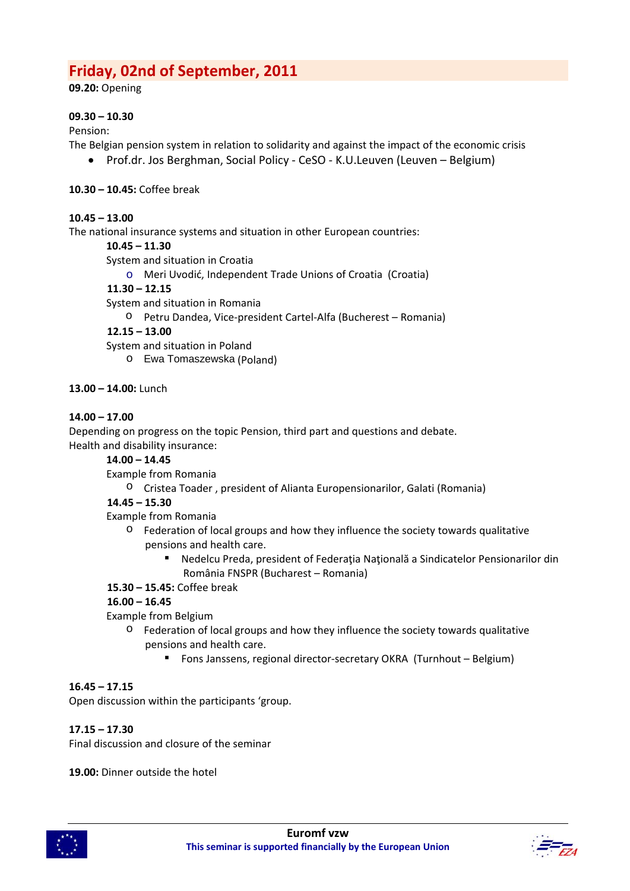## Friday, 02nd of September, 2011

**09.20:** Opening

**09.30 – 10.30**
Pension:
The Belgian pension system in relation to solidarity and against the impact of the economic crisis

- Prof.dr. Jos Berghman, Social Policy - CeSO - K.U.Leuven (Leuven – Belgium)

**10.30 – 10.45:** Coffee break

**10.45 – 13.00**
The national insurance systems and situation in other European countries:

**10.45 – 11.30**
System and situation in Croatia

- Meri Uvodić, Independent Trade Unions of Croatia (Croatia)

**11.30 – 12.15**
System and situation in Romania

- Petru Dandea, Vice-president Cartel-Alfa (Bucherest – Romania)

**12.15 – 13.00**
System and situation in Poland

- Ewa Tomaszewska (Poland)

**13.00 – 14.00:** Lunch

**14.00 – 17.00**
Depending on progress on the topic Pension, third part and questions and debate.
Health and disability insurance:

**14.00 – 14.45**
Example from Romania

- Cristea Toader , president of Alianta Europensionarilor, Galati (Romania)

**14.45 – 15.30**
Example from Romania

- Federation of local groups and how they influence the society towards qualitative pensions and health care.
  - Nedelcu Preda, president of Federaţia Naţională a Sindicatelor Pensionarilor din România FNSPR (Bucharest – Romania)

**15.30 – 15.45:** Coffee break

**16.00 – 16.45**
Example from Belgium

- Federation of local groups and how they influence the society towards qualitative pensions and health care.
  - Fons Janssens, regional director-secretary OKRA (Turnhout – Belgium)

**16.45 – 17.15**
Open discussion within the participants 'group.

**17.15 – 17.30**
Final discussion and closure of the seminar

**19.00:** Dinner outside the hotel

**Euromf vzw**
**This seminar is supported financially by the European Union**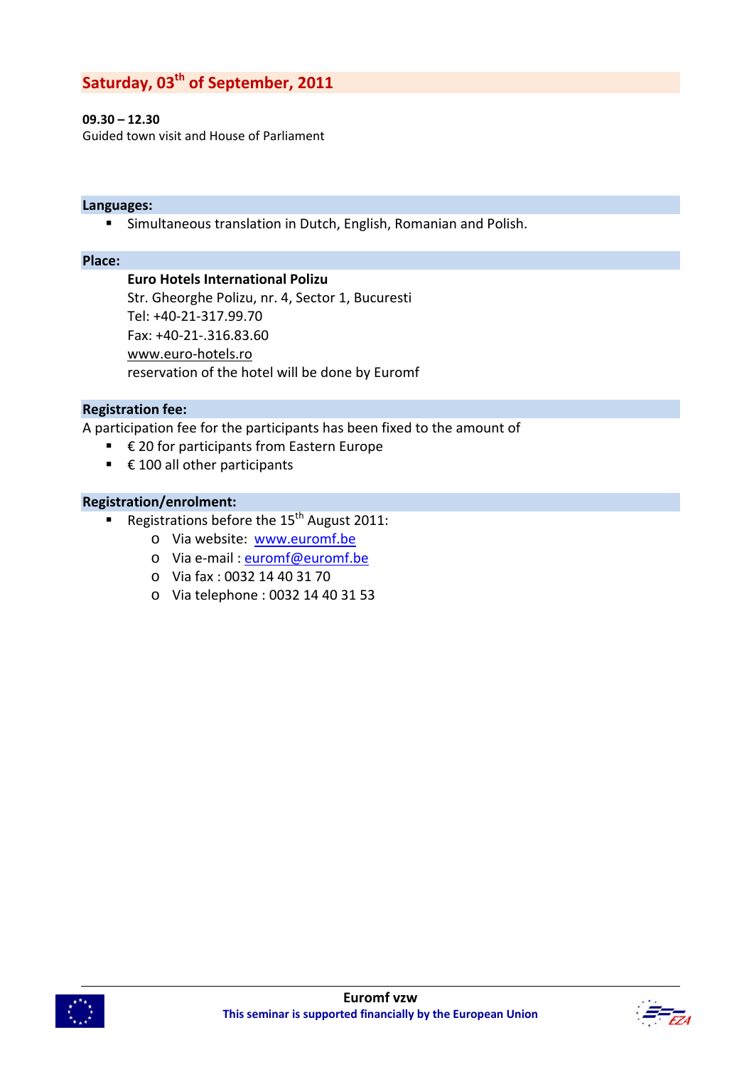## Saturday, 03th of September, 2011

**09.30 – 12.30**
Guided town visit and House of Parliament

**Languages:**

- Simultaneous translation in Dutch, English, Romanian and Polish.

**Place:**

**Euro Hotels International Polizu**
Str. Gheorghe Polizu, nr. 4, Sector 1, Bucuresti
Tel: +40-21-317.99.70
Fax: +40-21-.316.83.60
www.euro-hotels.ro
reservation of the hotel will be done by Euromf

**Registration fee:**

A participation fee for the participants has been fixed to the amount of

- € 20 for participants from Eastern Europe
- € 100 all other participants

**Registration/enrolment:**

- Registrations before the 15th August 2011:
  - Via website: www.euromf.be
  - Via e-mail : euromf@euromf.be
  - Via fax : 0032 14 40 31 70
  - Via telephone : 0032 14 40 31 53

Euromf vzw
This seminar is supported financially by the European Union